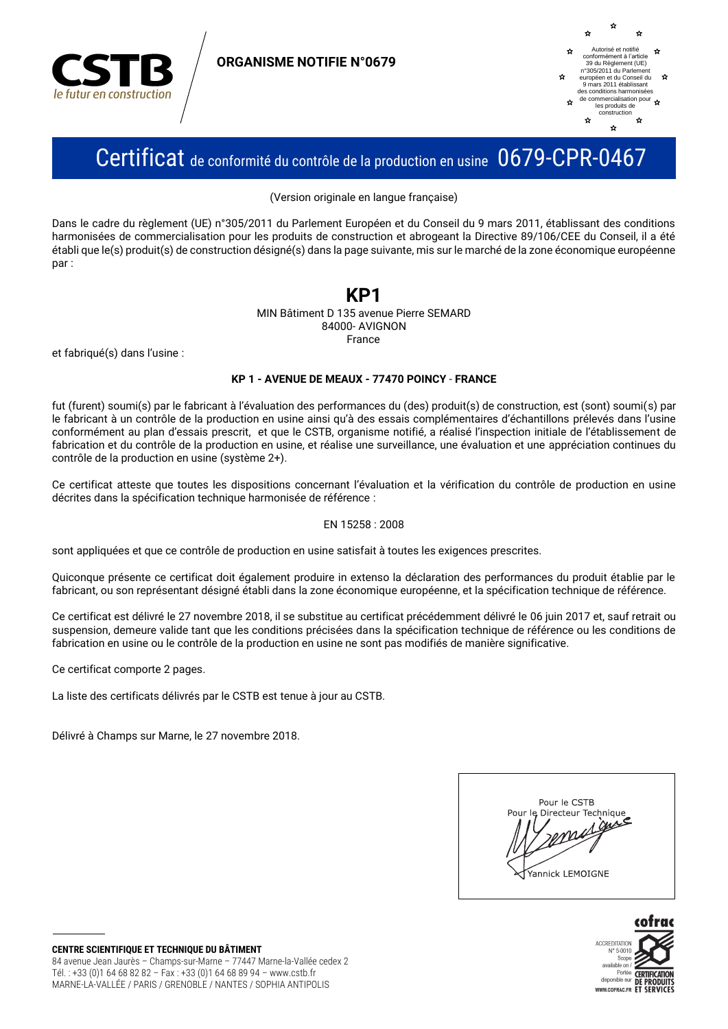CSTB
*le futur en construction*

**ORGANISME NOTIFIE N°0679**

Autorisé et notifié conformément à l'article 39 du Règlement (UE) n°305/2011 du Parlement européen et du Conseil du 9 mars 2011 établissant des conditions harmonisées de commercialisation pour les produits de construction

# Certificat de conformité du contrôle de la production en usine 0679-CPR-0467

(Version originale en langue française)

Dans le cadre du règlement (UE) n°305/2011 du Parlement Européen et du Conseil du 9 mars 2011, établissant des conditions harmonisées de commercialisation pour les produits de construction et abrogeant la Directive 89/106/CEE du Conseil, il a été établi que le(s) produit(s) de construction désigné(s) dans la page suivante, mis sur le marché de la zone économique européenne par :

**KP1**

MIN Bâtiment D 135 avenue Pierre SEMARD
84000- AVIGNON
France

et fabriqué(s) dans l'usine :

**KP 1 - AVENUE DE MEAUX - 77470 POINCY - FRANCE**

fut (furent) soumi(s) par le fabricant à l'évaluation des performances du (des) produit(s) de construction, est (sont) soumi(s) par le fabricant à un contrôle de la production en usine ainsi qu'à des essais complémentaires d'échantillons prélevés dans l'usine conformément au plan d'essais prescrit, et que le CSTB, organisme notifié, a réalisé l'inspection initiale de l'établissement de fabrication et du contrôle de la production en usine, et réalise une surveillance, une évaluation et une appréciation continues du contrôle de la production en usine (système 2+).

Ce certificat atteste que toutes les dispositions concernant l'évaluation et la vérification du contrôle de production en usine décrites dans la spécification technique harmonisée de référence :

EN 15258 : 2008

sont appliquées et que ce contrôle de production en usine satisfait à toutes les exigences prescrites.

Quiconque présente ce certificat doit également produire in extenso la déclaration des performances du produit établie par le fabricant, ou son représentant désigné établi dans la zone économique européenne, et la spécification technique de référence.

Ce certificat est délivré le 27 novembre 2018, il se substitue au certificat précédemment délivré le 06 juin 2017 et, sauf retrait ou suspension, demeure valide tant que les conditions précisées dans la spécification technique de référence ou les conditions de fabrication en usine ou le contrôle de la production en usine ne sont pas modifiés de manière significative.

Ce certificat comporte 2 pages.

La liste des certificats délivrés par le CSTB est tenue à jour au CSTB.

Délivré à Champs sur Marne, le 27 novembre 2018.

Pour le CSTB
Pour le Directeur Technique
Yannick LEMOIGNE

**CENTRE SCIENTIFIQUE ET TECHNIQUE DU BÂTIMENT**
84 avenue Jean Jaurès – Champs-sur-Marne – 77447 Marne-la-Vallée cedex 2
Tél. : +33 (0)1 64 68 82 82 – Fax : +33 (0)1 64 68 89 94 – www.cstb.fr
MARNE-LA-VALLÉE / PARIS / GRENOBLE / NANTES / SOPHIA ANTIPOLIS

cofrac
ACCREDITATION N° 5-0010
Scope available on / Portée disponible sur WWW.COFRAC.FR
CERTIFICATION DE PRODUITS ET SERVICES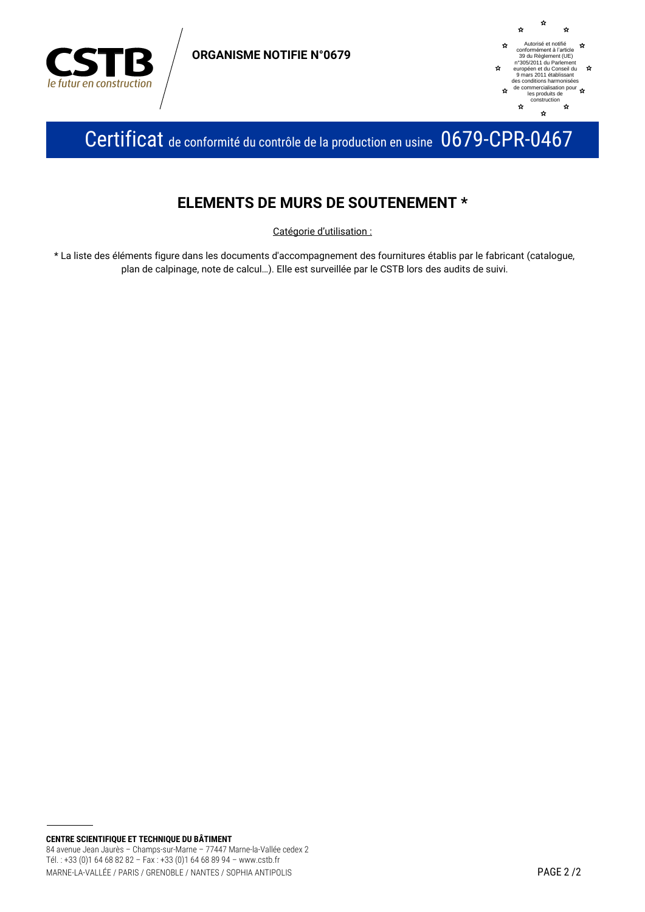**CSTB**
*le futur en construction*

**ORGANISME NOTIFIE N°0679**

Autorisé et notifié conformément à l'article 39 du Règlement (UE) n°305/2011 du Parlement européen et du Conseil du 9 mars 2011 établissant des conditions harmonisées de commercialisation pour les produits de construction

# Certificat de conformité du contrôle de la production en usine 0679-CPR-0467

## ELEMENTS DE MURS DE SOUTENEMENT *

Catégorie d'utilisation :

* La liste des éléments figure dans les documents d'accompagnement des fournitures établis par le fabricant (catalogue, plan de calpinage, note de calcul…). Elle est surveillée par le CSTB lors des audits de suivi.

**CENTRE SCIENTIFIQUE ET TECHNIQUE DU BÂTIMENT**
84 avenue Jean Jaurès – Champs-sur-Marne – 77447 Marne-la-Vallée cedex 2
Tél. : +33 (0)1 64 68 82 82 – Fax : +33 (0)1 64 68 89 94 – www.cstb.fr
MARNE-LA-VALLÉE / PARIS / GRENOBLE / NANTES / SOPHIA ANTIPOLIS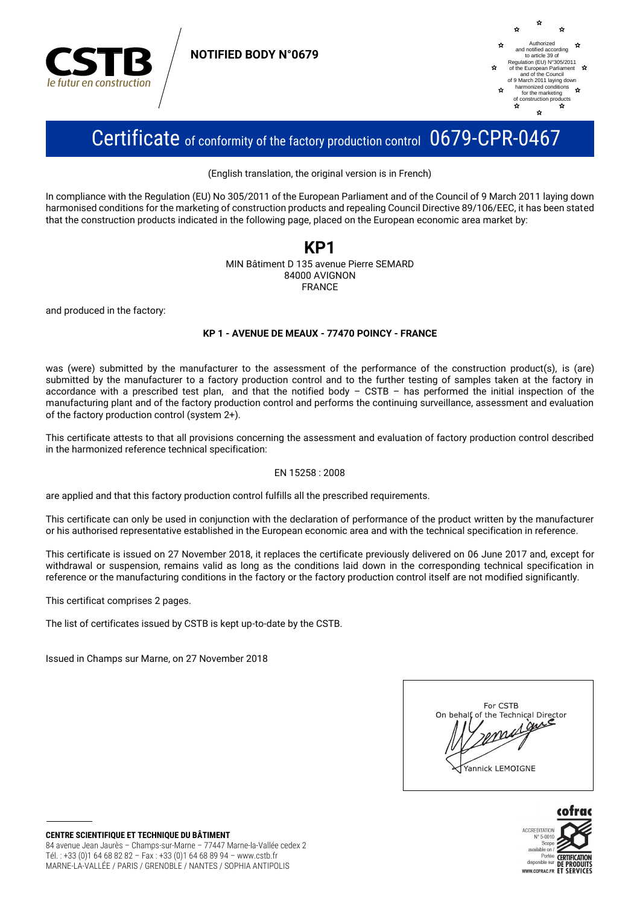**NOTIFIED BODY N°0679**

Authorized and notified according to article 39 of Regulation (EU) N°305/2011 of the European Parliament and of the Council of 9 March 2011 laying down harmonized conditions for the marketing of construction products

# Certificate of conformity of the factory production control 0679-CPR-0467

(English translation, the original version is in French)

In compliance with the Regulation (EU) No 305/2011 of the European Parliament and of the Council of 9 March 2011 laying down harmonised conditions for the marketing of construction products and repealing Council Directive 89/106/EEC, it has been stated that the construction products indicated in the following page, placed on the European economic area market by:

## KP1

MIN Bâtiment D 135 avenue Pierre SEMARD
84000 AVIGNON
FRANCE

and produced in the factory:

**KP 1 - AVENUE DE MEAUX - 77470 POINCY - FRANCE**

was (were) submitted by the manufacturer to the assessment of the performance of the construction product(s), is (are) submitted by the manufacturer to a factory production control and to the further testing of samples taken at the factory in accordance with a prescribed test plan, and that the notified body – CSTB – has performed the initial inspection of the manufacturing plant and of the factory production control and performs the continuing surveillance, assessment and evaluation of the factory production control (system 2+).

This certificate attests to that all provisions concerning the assessment and evaluation of factory production control described in the harmonized reference technical specification:

EN 15258 : 2008

are applied and that this factory production control fulfills all the prescribed requirements.

This certificate can only be used in conjunction with the declaration of performance of the product written by the manufacturer or his authorised representative established in the European economic area and with the technical specification in reference.

This certificate is issued on 27 November 2018, it replaces the certificate previously delivered on 06 June 2017 and, except for withdrawal or suspension, remains valid as long as the conditions laid down in the corresponding technical specification in reference or the manufacturing conditions in the factory or the factory production control itself are not modified significantly.

This certificat comprises 2 pages.

The list of certificates issued by CSTB is kept up-to-date by the CSTB.

Issued in Champs sur Marne, on 27 November 2018

For CSTB
On behalf of the Technical Director

Yannick LEMOIGNE

**CENTRE SCIENTIFIQUE ET TECHNIQUE DU BÂTIMENT**
84 avenue Jean Jaurès – Champs-sur-Marne – 77447 Marne-la-Vallée cedex 2
Tél. : +33 (0)1 64 68 82 82 – Fax : +33 (0)1 64 68 89 94 – www.cstb.fr
MARNE-LA-VALLÉE / PARIS / GRENOBLE / NANTES / SOPHIA ANTIPOLIS

cofrac ACCREDITATION N° 5-0010 Scope available on / Portée disponible sur WWW.COFRAC.FR CERTIFICATION DE PRODUITS ET SERVICES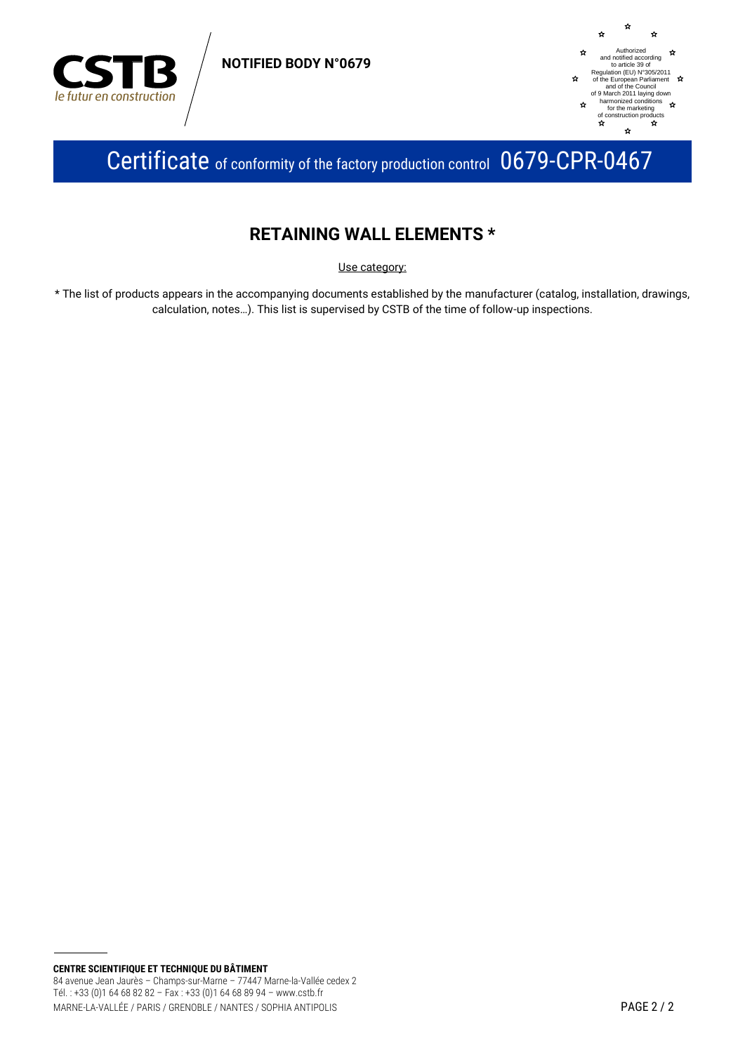NOTIFIED BODY N°0679

Authorized and notified according to article 39 of Regulation (EU) N°305/2011 of the European Parliament and of the Council of 9 March 2011 laying down harmonized conditions for the marketing of construction products

# Certificate of conformity of the factory production control 0679-CPR-0467

## RETAINING WALL ELEMENTS *

Use category:

* The list of products appears in the accompanying documents established by the manufacturer (catalog, installation, drawings, calculation, notes…). This list is supervised by CSTB of the time of follow-up inspections.

**CENTRE SCIENTIFIQUE ET TECHNIQUE DU BÂTIMENT**
84 avenue Jean Jaurès – Champs-sur-Marne – 77447 Marne-la-Vallée cedex 2
Tél. : +33 (0)1 64 68 82 82 – Fax : +33 (0)1 64 68 89 94 – www.cstb.fr
MARNE-LA-VALLÉE / PARIS / GRENOBLE / NANTES / SOPHIA ANTIPOLIS